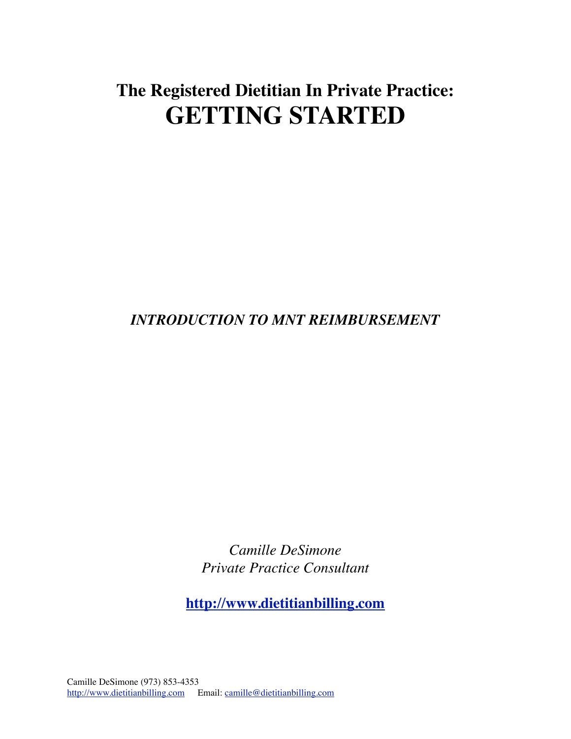# The Registered Dietitian In Private Practice: GETTING STARTED

***INTRODUCTION TO MNT REIMBURSEMENT***

*Camille DeSimone*
*Private Practice Consultant*

**http://www.dietitianbilling.com**

Camille DeSimone (973) 853-4353
http://www.dietitianbilling.com Email: camille@dietitianbilling.com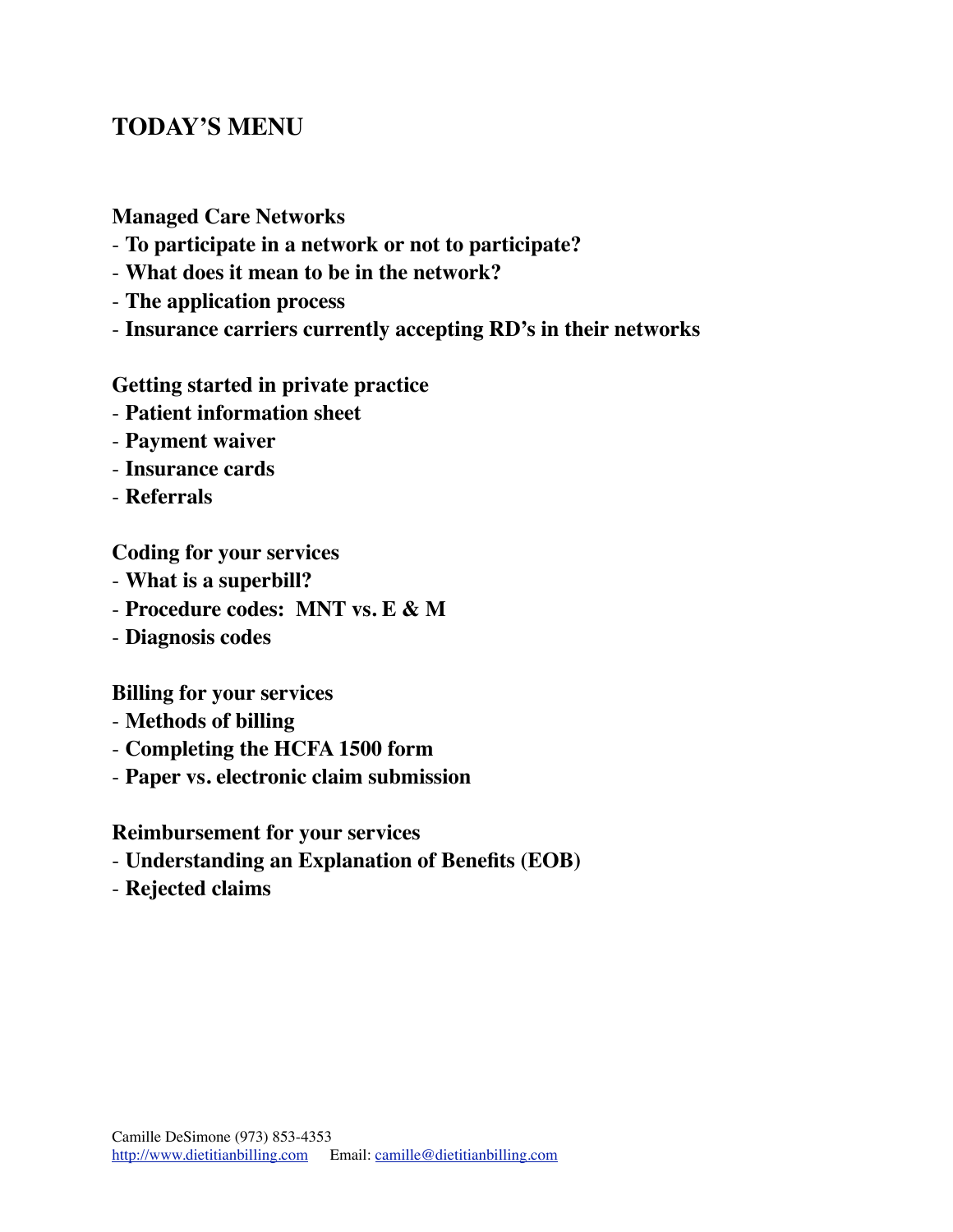# TODAY'S MENU

**Managed Care Networks**

- **To participate in a network or not to participate?**
- **What does it mean to be in the network?**
- **The application process**
- **Insurance carriers currently accepting RD's in their networks**

**Getting started in private practice**

- **Patient information sheet**
- **Payment waiver**
- **Insurance cards**
- **Referrals**

**Coding for your services**

- **What is a superbill?**
- **Procedure codes: MNT vs. E & M**
- **Diagnosis codes**

**Billing for your services**

- **Methods of billing**
- **Completing the HCFA 1500 form**
- **Paper vs. electronic claim submission**

**Reimbursement for your services**

- **Understanding an Explanation of Benefits (EOB)**
- **Rejected claims**

Camille DeSimone (973) 853-4353
http://www.dietitianbilling.com Email: camille@dietitianbilling.com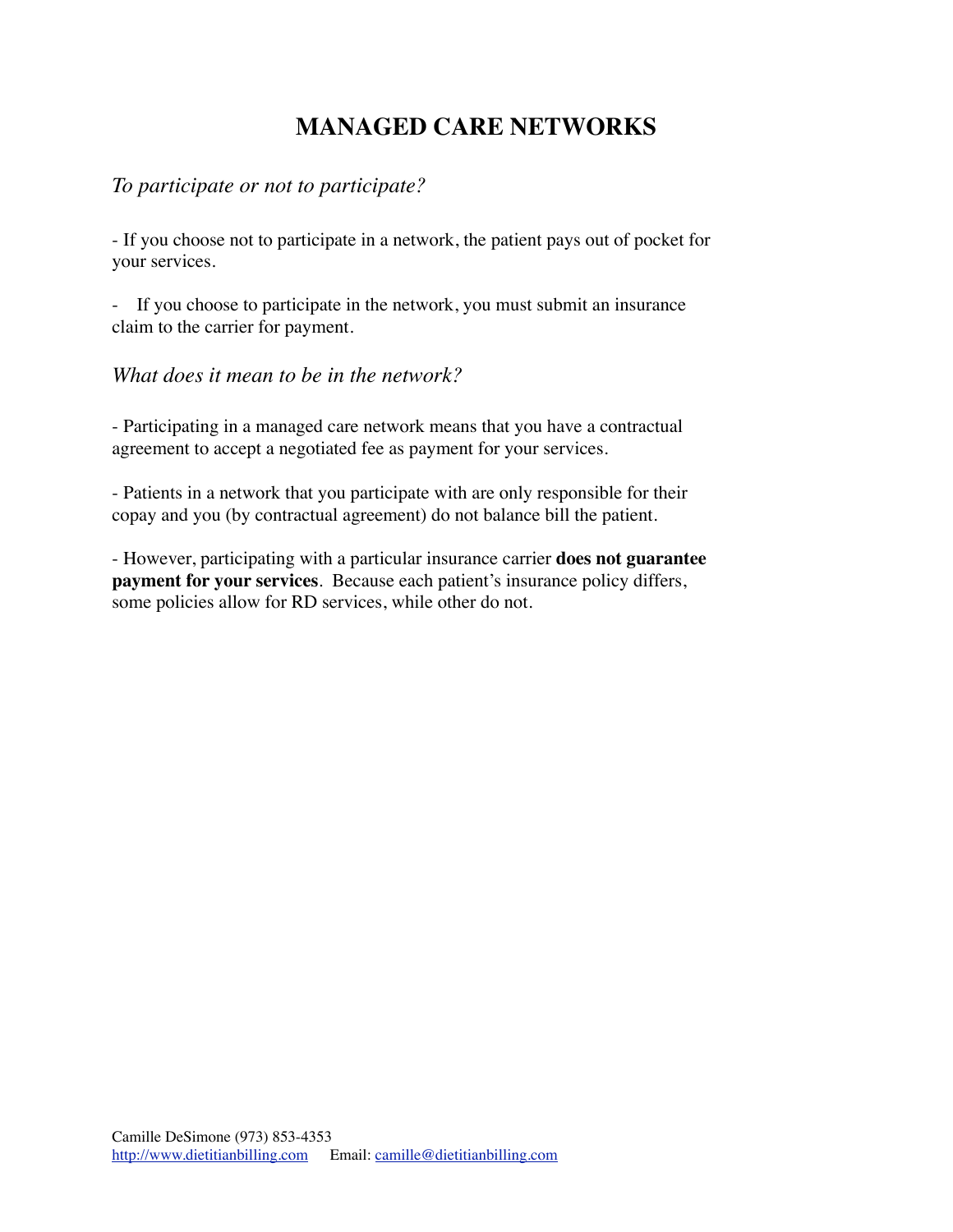# MANAGED CARE NETWORKS

*To participate or not to participate?*

- If you choose not to participate in a network, the patient pays out of pocket for your services.

- If you choose to participate in the network, you must submit an insurance claim to the carrier for payment.

*What does it mean to be in the network?*

- Participating in a managed care network means that you have a contractual agreement to accept a negotiated fee as payment for your services.

- Patients in a network that you participate with are only responsible for their copay and you (by contractual agreement) do not balance bill the patient.

- However, participating with a particular insurance carrier **does not guarantee payment for your services**. Because each patient's insurance policy differs, some policies allow for RD services, while other do not.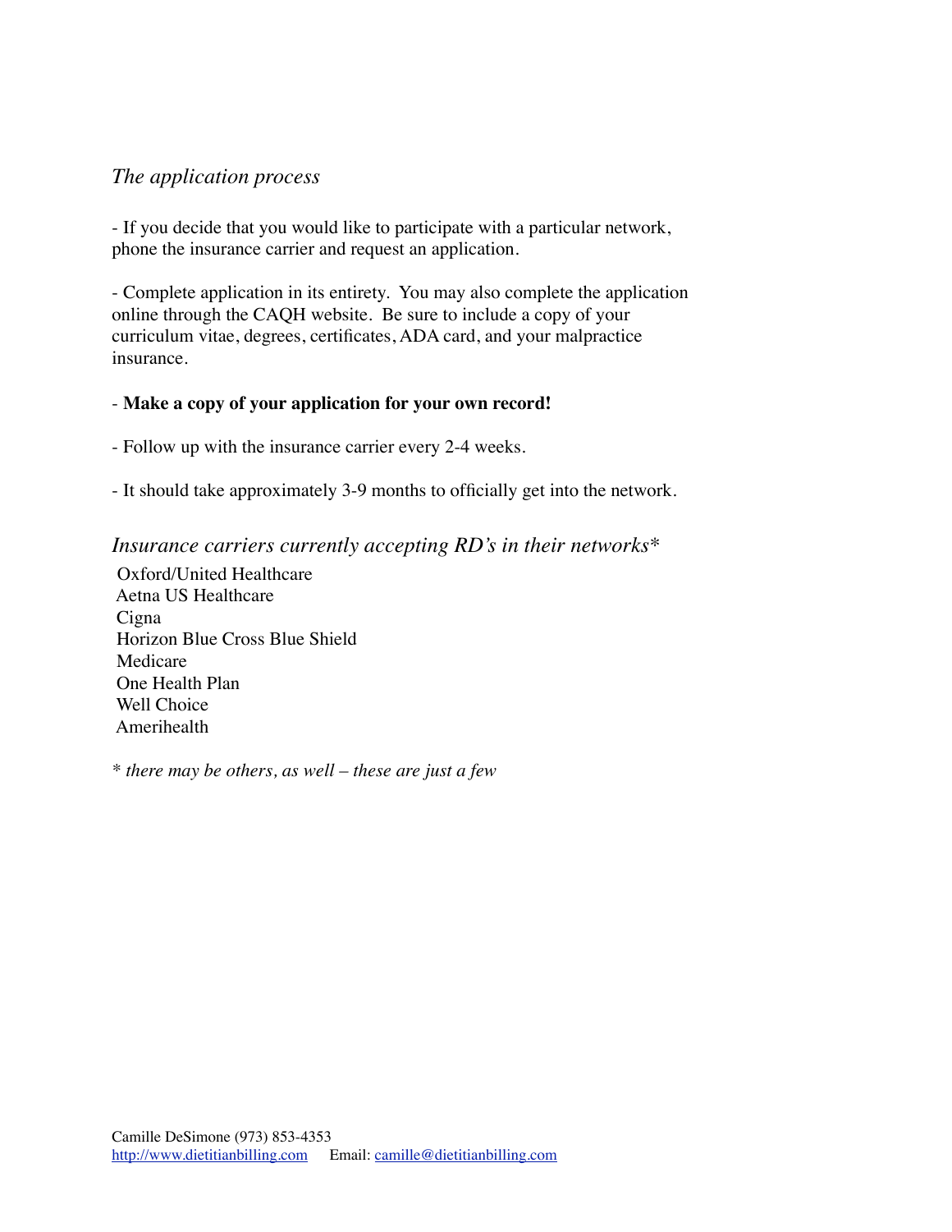*The application process*

- If you decide that you would like to participate with a particular network, phone the insurance carrier and request an application.

- Complete application in its entirety. You may also complete the application online through the CAQH website. Be sure to include a copy of your curriculum vitae, degrees, certificates, ADA card, and your malpractice insurance.

- **Make a copy of your application for your own record!**

- Follow up with the insurance carrier every 2-4 weeks.

- It should take approximately 3-9 months to officially get into the network.

*Insurance carriers currently accepting RD's in their networks**

Oxford/United Healthcare
Aetna US Healthcare
Cigna
Horizon Blue Cross Blue Shield
Medicare
One Health Plan
Well Choice
Amerihealth

*\* there may be others, as well – these are just a few*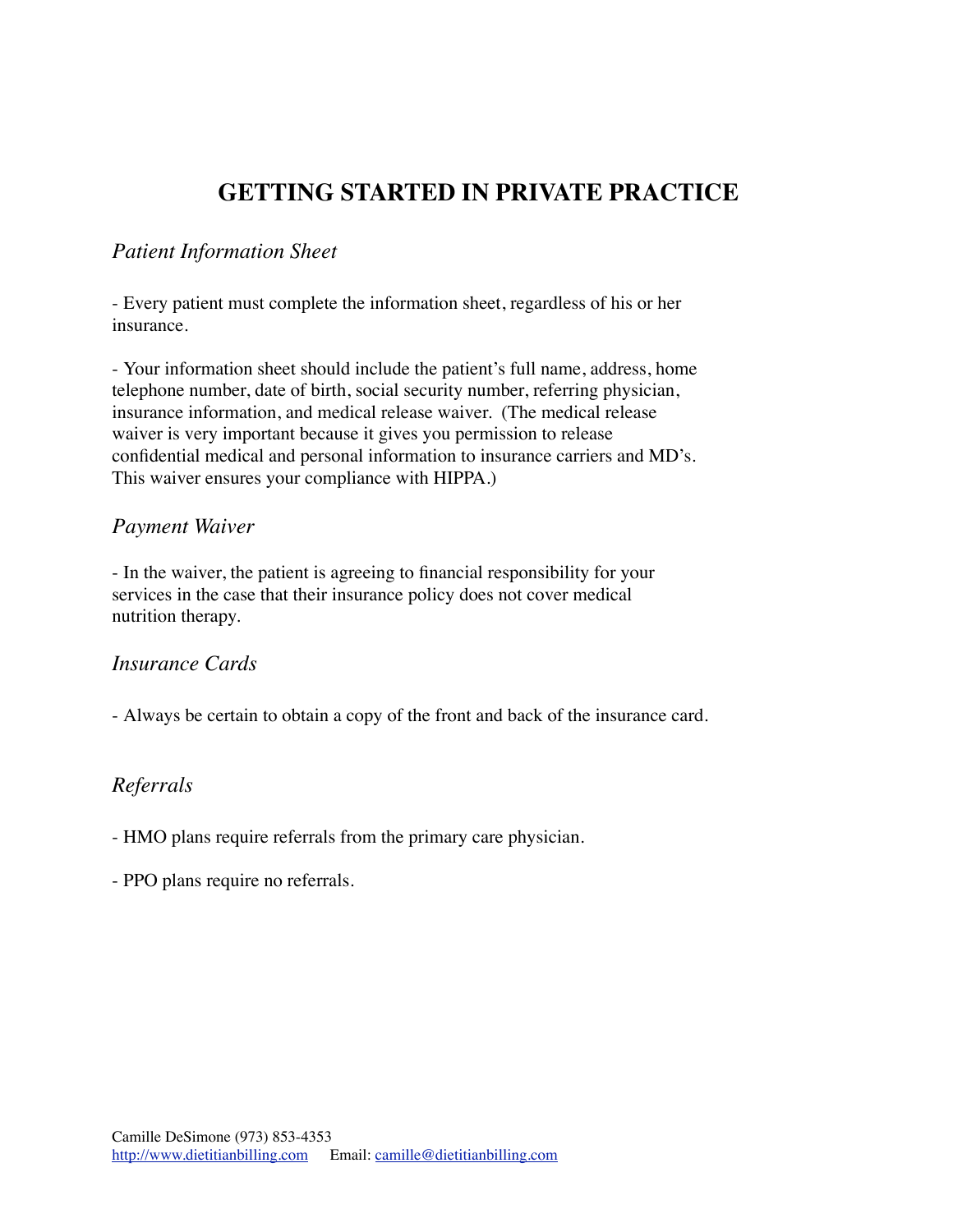# GETTING STARTED IN PRIVATE PRACTICE

*Patient Information Sheet*

- Every patient must complete the information sheet, regardless of his or her insurance.

- Your information sheet should include the patient's full name, address, home telephone number, date of birth, social security number, referring physician, insurance information, and medical release waiver. (The medical release waiver is very important because it gives you permission to release confidential medical and personal information to insurance carriers and MD's. This waiver ensures your compliance with HIPPA.)

*Payment Waiver*

- In the waiver, the patient is agreeing to financial responsibility for your services in the case that their insurance policy does not cover medical nutrition therapy.

*Insurance Cards*

- Always be certain to obtain a copy of the front and back of the insurance card.

*Referrals*

- HMO plans require referrals from the primary care physician.

- PPO plans require no referrals.

Camille DeSimone (973) 853-4353
http://www.dietitianbilling.com Email: camille@dietitianbilling.com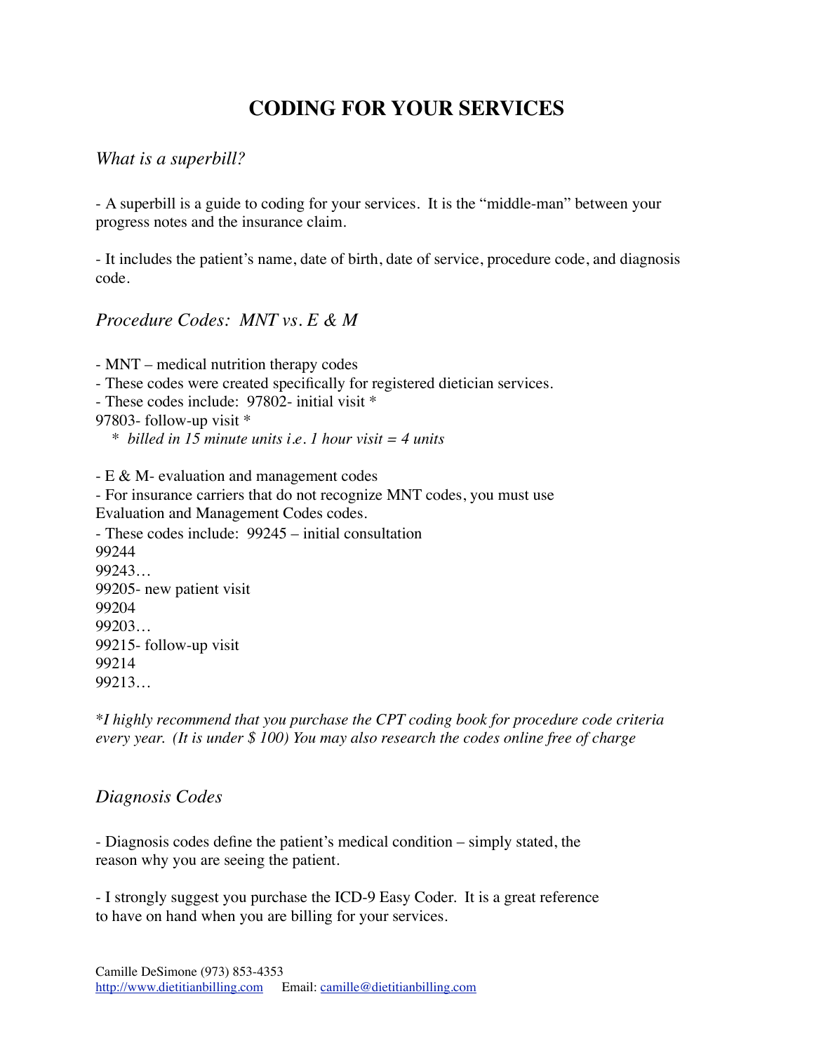# CODING FOR YOUR SERVICES

*What is a superbill?*

- A superbill is a guide to coding for your services. It is the "middle-man" between your progress notes and the insurance claim.

- It includes the patient's name, date of birth, date of service, procedure code, and diagnosis code.

*Procedure Codes: MNT vs. E & M*

- MNT – medical nutrition therapy codes
- These codes were created specifically for registered dietician services.
- These codes include: 97802- initial visit *
97803- follow-up visit *
 * *billed in 15 minute units i.e. 1 hour visit = 4 units*

- E & M- evaluation and management codes
- For insurance carriers that do not recognize MNT codes, you must use Evaluation and Management Codes codes.
- These codes include: 99245 – initial consultation
99244
99243…
99205- new patient visit
99204
99203…
99215- follow-up visit
99214
99213…

**I highly recommend that you purchase the CPT coding book for procedure code criteria every year. (It is under $ 100) You may also research the codes online free of charge*

*Diagnosis Codes*

- Diagnosis codes define the patient's medical condition – simply stated, the reason why you are seeing the patient.

- I strongly suggest you purchase the ICD-9 Easy Coder. It is a great reference to have on hand when you are billing for your services.

Camille DeSimone (973) 853-4353
http://www.dietitianbilling.com Email: camille@dietitianbilling.com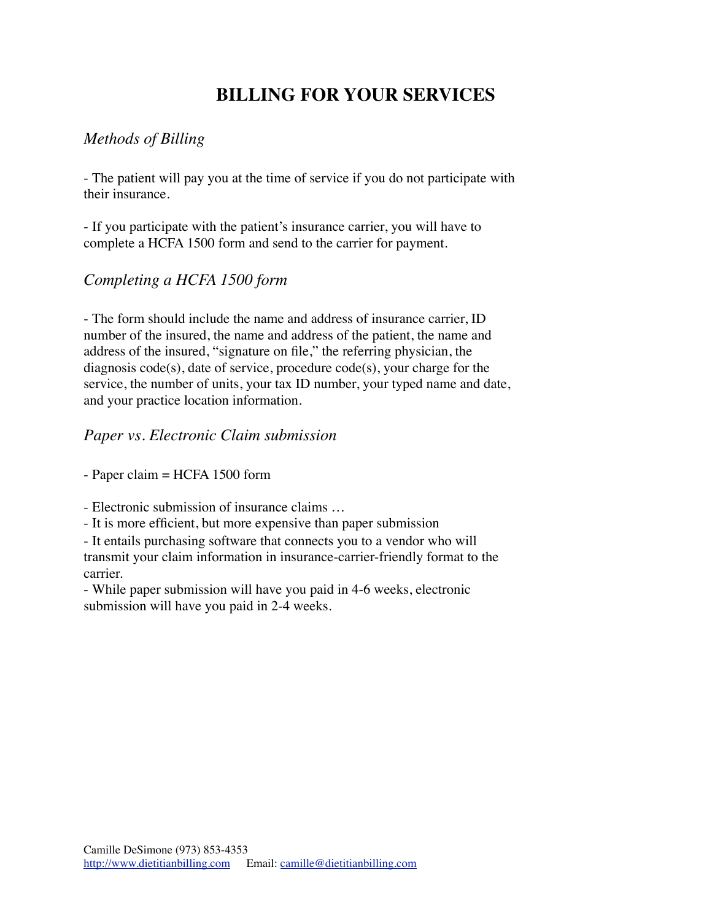# BILLING FOR YOUR SERVICES

## *Methods of Billing*

- The patient will pay you at the time of service if you do not participate with their insurance.

- If you participate with the patient's insurance carrier, you will have to complete a HCFA 1500 form and send to the carrier for payment.

## *Completing a HCFA 1500 form*

- The form should include the name and address of insurance carrier, ID number of the insured, the name and address of the patient, the name and address of the insured, "signature on file," the referring physician, the diagnosis code(s), date of service, procedure code(s), your charge for the service, the number of units, your tax ID number, your typed name and date, and your practice location information.

## *Paper vs. Electronic Claim submission*

- Paper claim = HCFA 1500 form

- Electronic submission of insurance claims …
- It is more efficient, but more expensive than paper submission
- It entails purchasing software that connects you to a vendor who will transmit your claim information in insurance-carrier-friendly format to the carrier.
- While paper submission will have you paid in 4-6 weeks, electronic submission will have you paid in 2-4 weeks.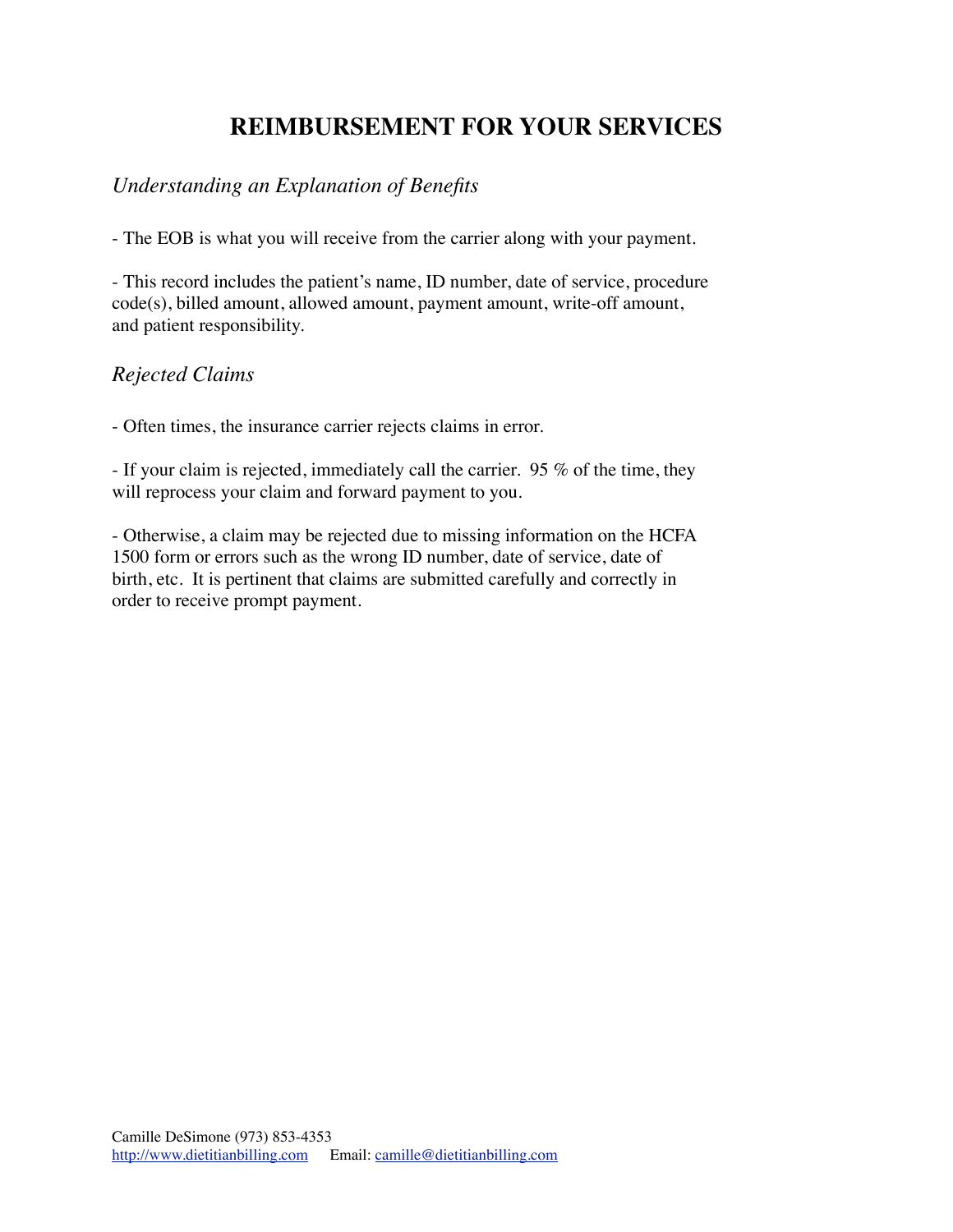# REIMBURSEMENT FOR YOUR SERVICES

*Understanding an Explanation of Benefits*

- The EOB is what you will receive from the carrier along with your payment.

- This record includes the patient's name, ID number, date of service, procedure code(s), billed amount, allowed amount, payment amount, write-off amount, and patient responsibility.

*Rejected Claims*

- Often times, the insurance carrier rejects claims in error.

- If your claim is rejected, immediately call the carrier. 95 % of the time, they will reprocess your claim and forward payment to you.

- Otherwise, a claim may be rejected due to missing information on the HCFA 1500 form or errors such as the wrong ID number, date of service, date of birth, etc. It is pertinent that claims are submitted carefully and correctly in order to receive prompt payment.

Camille DeSimone (973) 853-4353
http://www.dietitianbilling.com Email: camille@dietitianbilling.com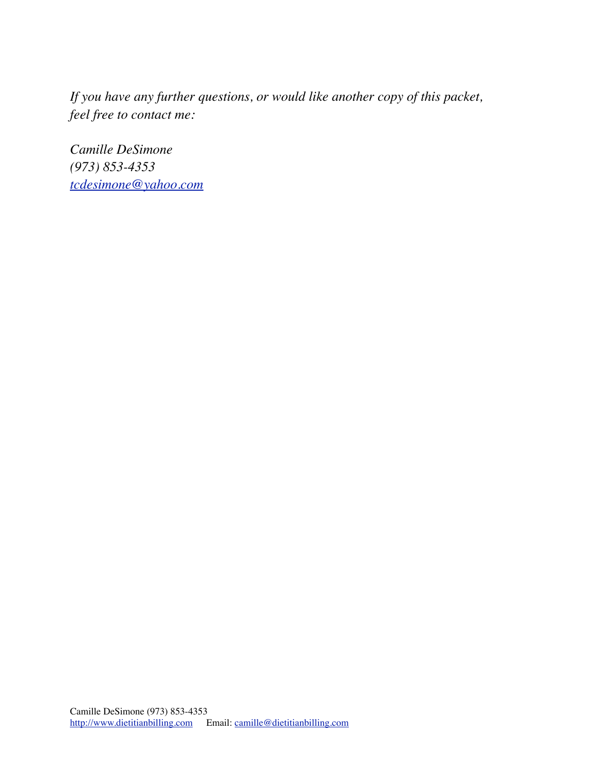*If you have any further questions, or would like another copy of this packet, feel free to contact me:*

*Camille DeSimone*
*(973) 853-4353*
*tcdesimone@yahoo.com*